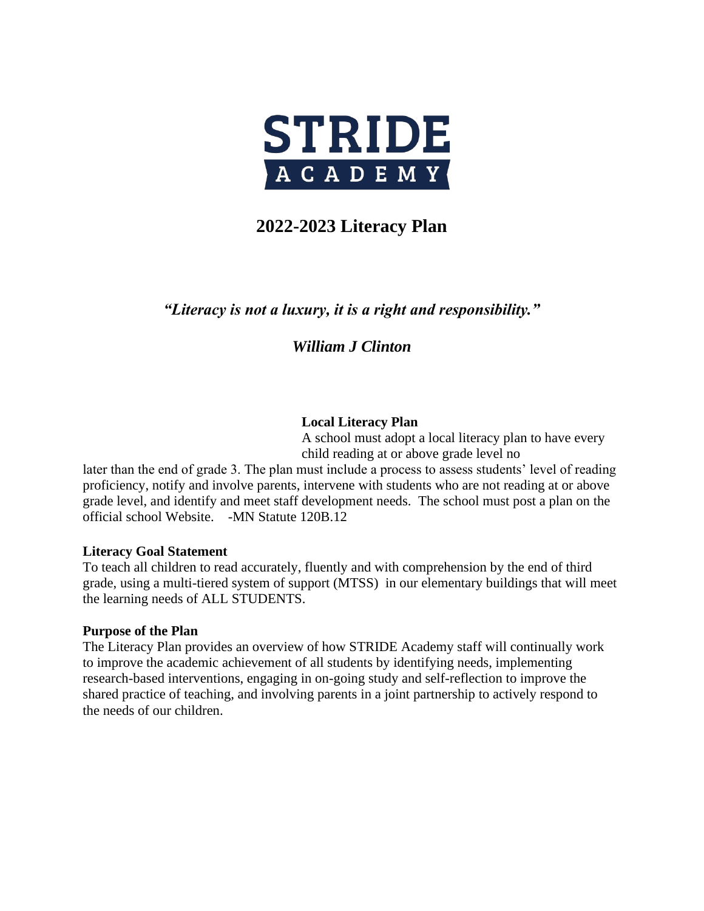**STRIDE ACADEMY**

# 2022-2023 Literacy Plan

***"Literacy is not a luxury, it is a right and responsibility."***

***William J Clinton***

**Local Literacy Plan**

A school must adopt a local literacy plan to have every child reading at or above grade level no later than the end of grade 3. The plan must include a process to assess students' level of reading proficiency, notify and involve parents, intervene with students who are not reading at or above grade level, and identify and meet staff development needs. The school must post a plan on the official school Website. -MN Statute 120B.12

**Literacy Goal Statement**

To teach all children to read accurately, fluently and with comprehension by the end of third grade, using a multi-tiered system of support (MTSS) in our elementary buildings that will meet the learning needs of ALL STUDENTS.

**Purpose of the Plan**

The Literacy Plan provides an overview of how STRIDE Academy staff will continually work to improve the academic achievement of all students by identifying needs, implementing research-based interventions, engaging in on-going study and self-reflection to improve the shared practice of teaching, and involving parents in a joint partnership to actively respond to the needs of our children.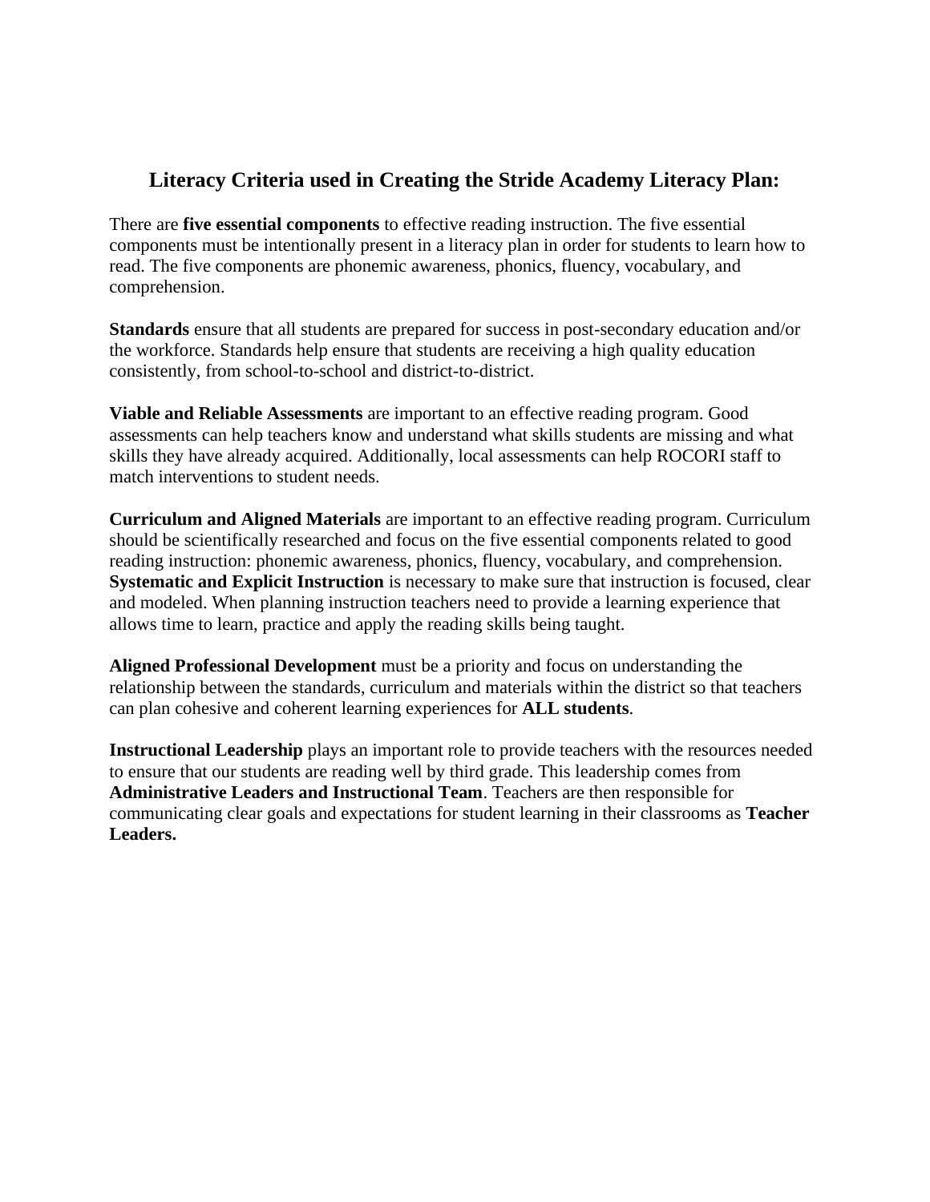## Literacy Criteria used in Creating the Stride Academy Literacy Plan:

There are **five essential components** to effective reading instruction. The five essential components must be intentionally present in a literacy plan in order for students to learn how to read. The five components are phonemic awareness, phonics, fluency, vocabulary, and comprehension.

**Standards** ensure that all students are prepared for success in post-secondary education and/or the workforce. Standards help ensure that students are receiving a high quality education consistently, from school-to-school and district-to-district.

**Viable and Reliable Assessments** are important to an effective reading program. Good assessments can help teachers know and understand what skills students are missing and what skills they have already acquired. Additionally, local assessments can help ROCORI staff to match interventions to student needs.

**Curriculum and Aligned Materials** are important to an effective reading program. Curriculum should be scientifically researched and focus on the five essential components related to good reading instruction: phonemic awareness, phonics, fluency, vocabulary, and comprehension. **Systematic and Explicit Instruction** is necessary to make sure that instruction is focused, clear and modeled. When planning instruction teachers need to provide a learning experience that allows time to learn, practice and apply the reading skills being taught.

**Aligned Professional Development** must be a priority and focus on understanding the relationship between the standards, curriculum and materials within the district so that teachers can plan cohesive and coherent learning experiences for **ALL students**.

**Instructional Leadership** plays an important role to provide teachers with the resources needed to ensure that our students are reading well by third grade. This leadership comes from **Administrative Leaders and Instructional Team**. Teachers are then responsible for communicating clear goals and expectations for student learning in their classrooms as **Teacher Leaders.**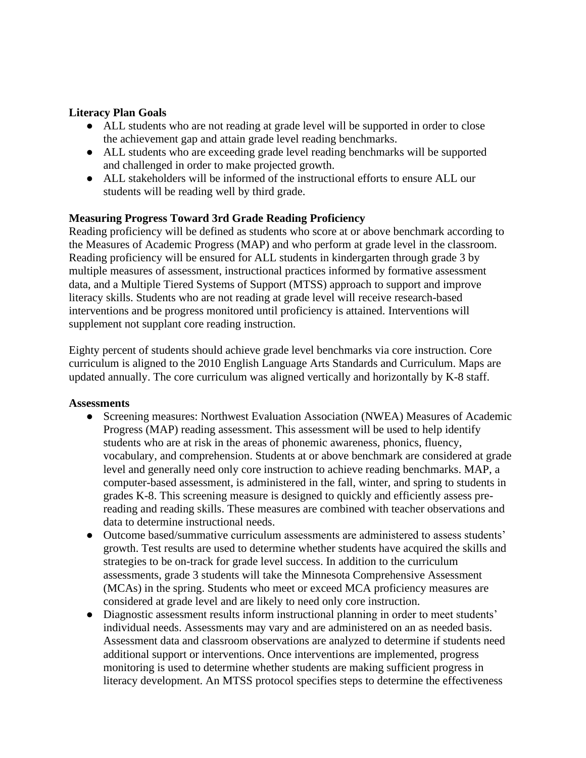**Literacy Plan Goals**

- ALL students who are not reading at grade level will be supported in order to close the achievement gap and attain grade level reading benchmarks.
- ALL students who are exceeding grade level reading benchmarks will be supported and challenged in order to make projected growth.
- ALL stakeholders will be informed of the instructional efforts to ensure ALL our students will be reading well by third grade.

**Measuring Progress Toward 3rd Grade Reading Proficiency**

Reading proficiency will be defined as students who score at or above benchmark according to the Measures of Academic Progress (MAP) and who perform at grade level in the classroom. Reading proficiency will be ensured for ALL students in kindergarten through grade 3 by multiple measures of assessment, instructional practices informed by formative assessment data, and a Multiple Tiered Systems of Support (MTSS) approach to support and improve literacy skills. Students who are not reading at grade level will receive research-based interventions and be progress monitored until proficiency is attained. Interventions will supplement not supplant core reading instruction.

Eighty percent of students should achieve grade level benchmarks via core instruction. Core curriculum is aligned to the 2010 English Language Arts Standards and Curriculum. Maps are updated annually. The core curriculum was aligned vertically and horizontally by K-8 staff.

**Assessments**

- Screening measures: Northwest Evaluation Association (NWEA) Measures of Academic Progress (MAP) reading assessment. This assessment will be used to help identify students who are at risk in the areas of phonemic awareness, phonics, fluency, vocabulary, and comprehension. Students at or above benchmark are considered at grade level and generally need only core instruction to achieve reading benchmarks. MAP, a computer-based assessment, is administered in the fall, winter, and spring to students in grades K-8. This screening measure is designed to quickly and efficiently assess pre-reading and reading skills. These measures are combined with teacher observations and data to determine instructional needs.
- Outcome based/summative curriculum assessments are administered to assess students' growth. Test results are used to determine whether students have acquired the skills and strategies to be on-track for grade level success. In addition to the curriculum assessments, grade 3 students will take the Minnesota Comprehensive Assessment (MCAs) in the spring. Students who meet or exceed MCA proficiency measures are considered at grade level and are likely to need only core instruction.
- Diagnostic assessment results inform instructional planning in order to meet students' individual needs. Assessments may vary and are administered on an as needed basis. Assessment data and classroom observations are analyzed to determine if students need additional support or interventions. Once interventions are implemented, progress monitoring is used to determine whether students are making sufficient progress in literacy development. An MTSS protocol specifies steps to determine the effectiveness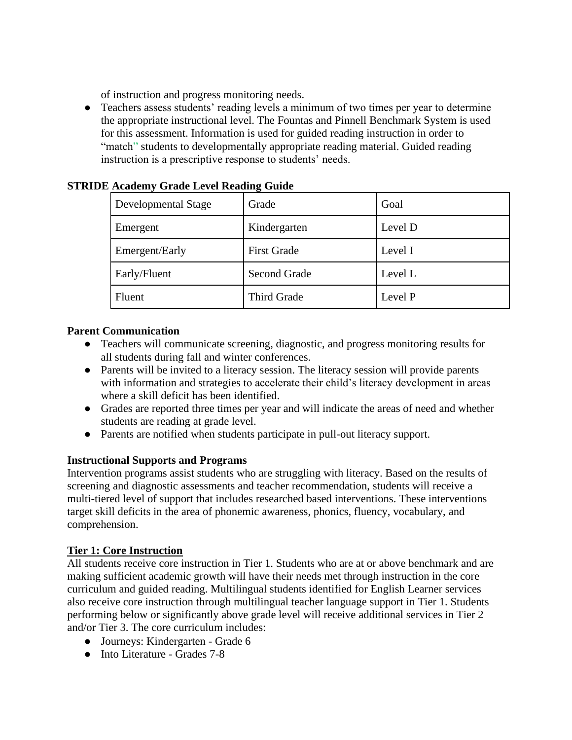of instruction and progress monitoring needs.
- Teachers assess students' reading levels a minimum of two times per year to determine the appropriate instructional level. The Fountas and Pinnell Benchmark System is used for this assessment. Information is used for guided reading instruction in order to "match" students to developmentally appropriate reading material. Guided reading instruction is a prescriptive response to students' needs.

**STRIDE Academy Grade Level Reading Guide**

| Developmental Stage | Grade | Goal |
|---|---|---|
| Emergent | Kindergarten | Level D |
| Emergent/Early | First Grade | Level I |
| Early/Fluent | Second Grade | Level L |
| Fluent | Third Grade | Level P |

**Parent Communication**

- Teachers will communicate screening, diagnostic, and progress monitoring results for all students during fall and winter conferences.
- Parents will be invited to a literacy session. The literacy session will provide parents with information and strategies to accelerate their child's literacy development in areas where a skill deficit has been identified.
- Grades are reported three times per year and will indicate the areas of need and whether students are reading at grade level.
- Parents are notified when students participate in pull-out literacy support.

**Instructional Supports and Programs**

Intervention programs assist students who are struggling with literacy. Based on the results of screening and diagnostic assessments and teacher recommendation, students will receive a multi-tiered level of support that includes researched based interventions. These interventions target skill deficits in the area of phonemic awareness, phonics, fluency, vocabulary, and comprehension.

**Tier 1: Core Instruction**

All students receive core instruction in Tier 1. Students who are at or above benchmark and are making sufficient academic growth will have their needs met through instruction in the core curriculum and guided reading. Multilingual students identified for English Learner services also receive core instruction through multilingual teacher language support in Tier 1. Students performing below or significantly above grade level will receive additional services in Tier 2 and/or Tier 3. The core curriculum includes:

- Journeys: Kindergarten - Grade 6
- Into Literature - Grades 7-8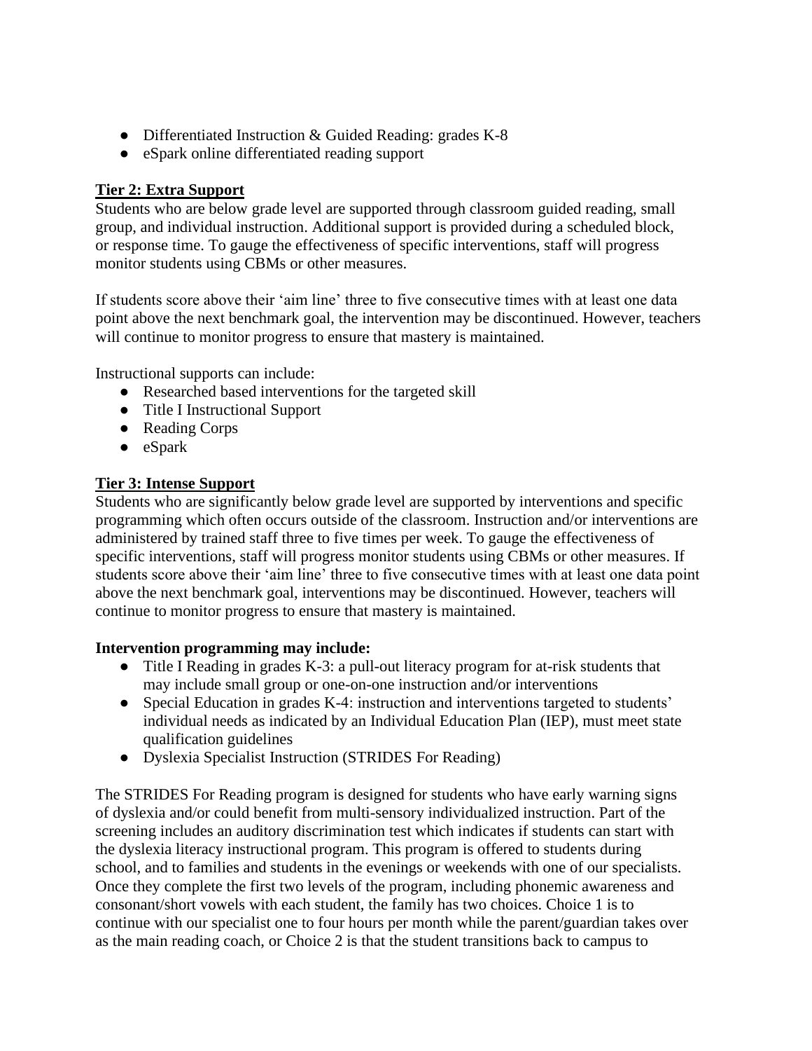- Differentiated Instruction & Guided Reading: grades K-8
- eSpark online differentiated reading support

**Tier 2: Extra Support**

Students who are below grade level are supported through classroom guided reading, small group, and individual instruction. Additional support is provided during a scheduled block, or response time. To gauge the effectiveness of specific interventions, staff will progress monitor students using CBMs or other measures.

If students score above their 'aim line' three to five consecutive times with at least one data point above the next benchmark goal, the intervention may be discontinued. However, teachers will continue to monitor progress to ensure that mastery is maintained.

Instructional supports can include:

- Researched based interventions for the targeted skill
- Title I Instructional Support
- Reading Corps
- eSpark

**Tier 3: Intense Support**

Students who are significantly below grade level are supported by interventions and specific programming which often occurs outside of the classroom. Instruction and/or interventions are administered by trained staff three to five times per week. To gauge the effectiveness of specific interventions, staff will progress monitor students using CBMs or other measures. If students score above their 'aim line' three to five consecutive times with at least one data point above the next benchmark goal, interventions may be discontinued. However, teachers will continue to monitor progress to ensure that mastery is maintained.

**Intervention programming may include:**

- Title I Reading in grades K-3: a pull-out literacy program for at-risk students that may include small group or one-on-one instruction and/or interventions
- Special Education in grades K-4: instruction and interventions targeted to students' individual needs as indicated by an Individual Education Plan (IEP), must meet state qualification guidelines
- Dyslexia Specialist Instruction (STRIDES For Reading)

The STRIDES For Reading program is designed for students who have early warning signs of dyslexia and/or could benefit from multi-sensory individualized instruction. Part of the screening includes an auditory discrimination test which indicates if students can start with the dyslexia literacy instructional program. This program is offered to students during school, and to families and students in the evenings or weekends with one of our specialists. Once they complete the first two levels of the program, including phonemic awareness and consonant/short vowels with each student, the family has two choices. Choice 1 is to continue with our specialist one to four hours per month while the parent/guardian takes over as the main reading coach, or Choice 2 is that the student transitions back to campus to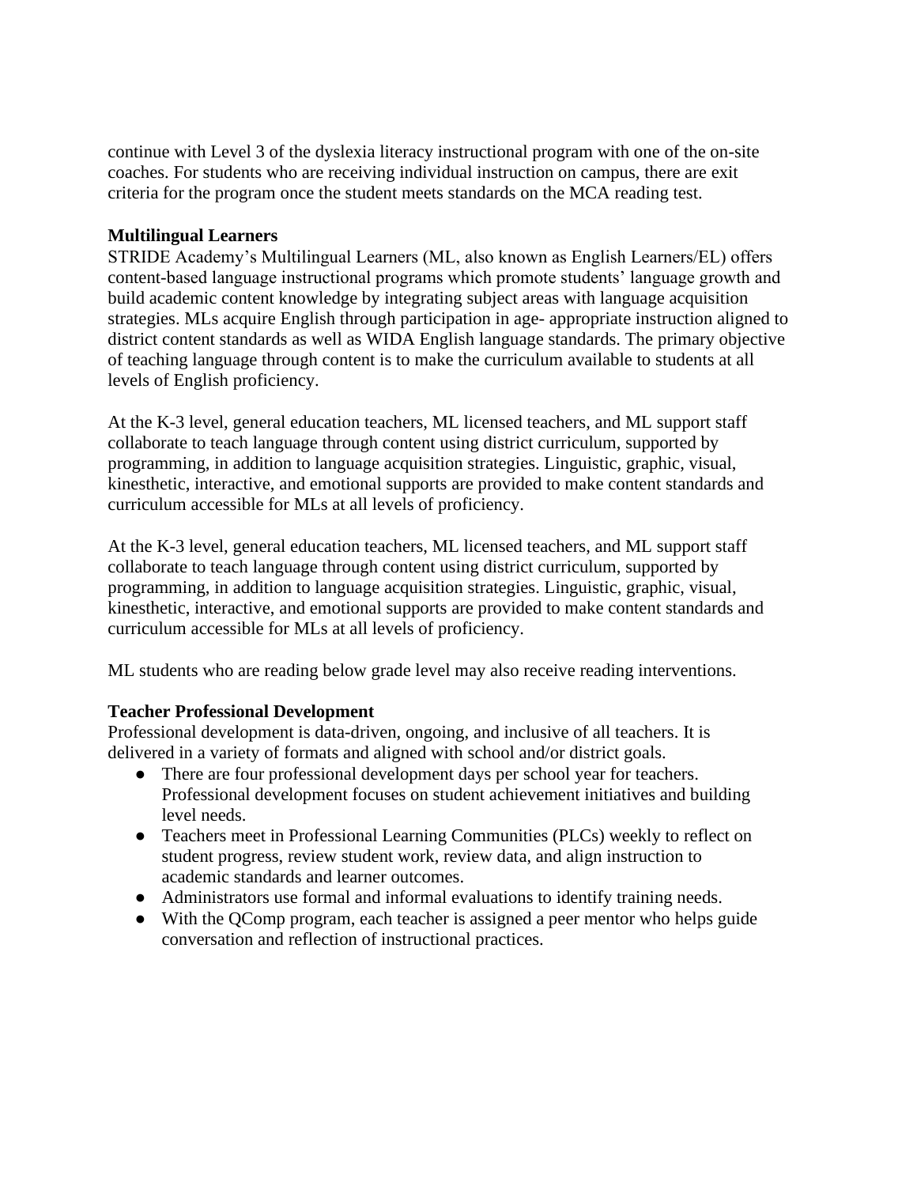continue with Level 3 of the dyslexia literacy instructional program with one of the on-site coaches. For students who are receiving individual instruction on campus, there are exit criteria for the program once the student meets standards on the MCA reading test.

**Multilingual Learners**

STRIDE Academy's Multilingual Learners (ML, also known as English Learners/EL) offers content-based language instructional programs which promote students' language growth and build academic content knowledge by integrating subject areas with language acquisition strategies. MLs acquire English through participation in age- appropriate instruction aligned to district content standards as well as WIDA English language standards. The primary objective of teaching language through content is to make the curriculum available to students at all levels of English proficiency.

At the K-3 level, general education teachers, ML licensed teachers, and ML support staff collaborate to teach language through content using district curriculum, supported by programming, in addition to language acquisition strategies. Linguistic, graphic, visual, kinesthetic, interactive, and emotional supports are provided to make content standards and curriculum accessible for MLs at all levels of proficiency.

At the K-3 level, general education teachers, ML licensed teachers, and ML support staff collaborate to teach language through content using district curriculum, supported by programming, in addition to language acquisition strategies. Linguistic, graphic, visual, kinesthetic, interactive, and emotional supports are provided to make content standards and curriculum accessible for MLs at all levels of proficiency.

ML students who are reading below grade level may also receive reading interventions.

**Teacher Professional Development**

Professional development is data-driven, ongoing, and inclusive of all teachers. It is delivered in a variety of formats and aligned with school and/or district goals.

- There are four professional development days per school year for teachers. Professional development focuses on student achievement initiatives and building level needs.
- Teachers meet in Professional Learning Communities (PLCs) weekly to reflect on student progress, review student work, review data, and align instruction to academic standards and learner outcomes.
- Administrators use formal and informal evaluations to identify training needs.
- With the QComp program, each teacher is assigned a peer mentor who helps guide conversation and reflection of instructional practices.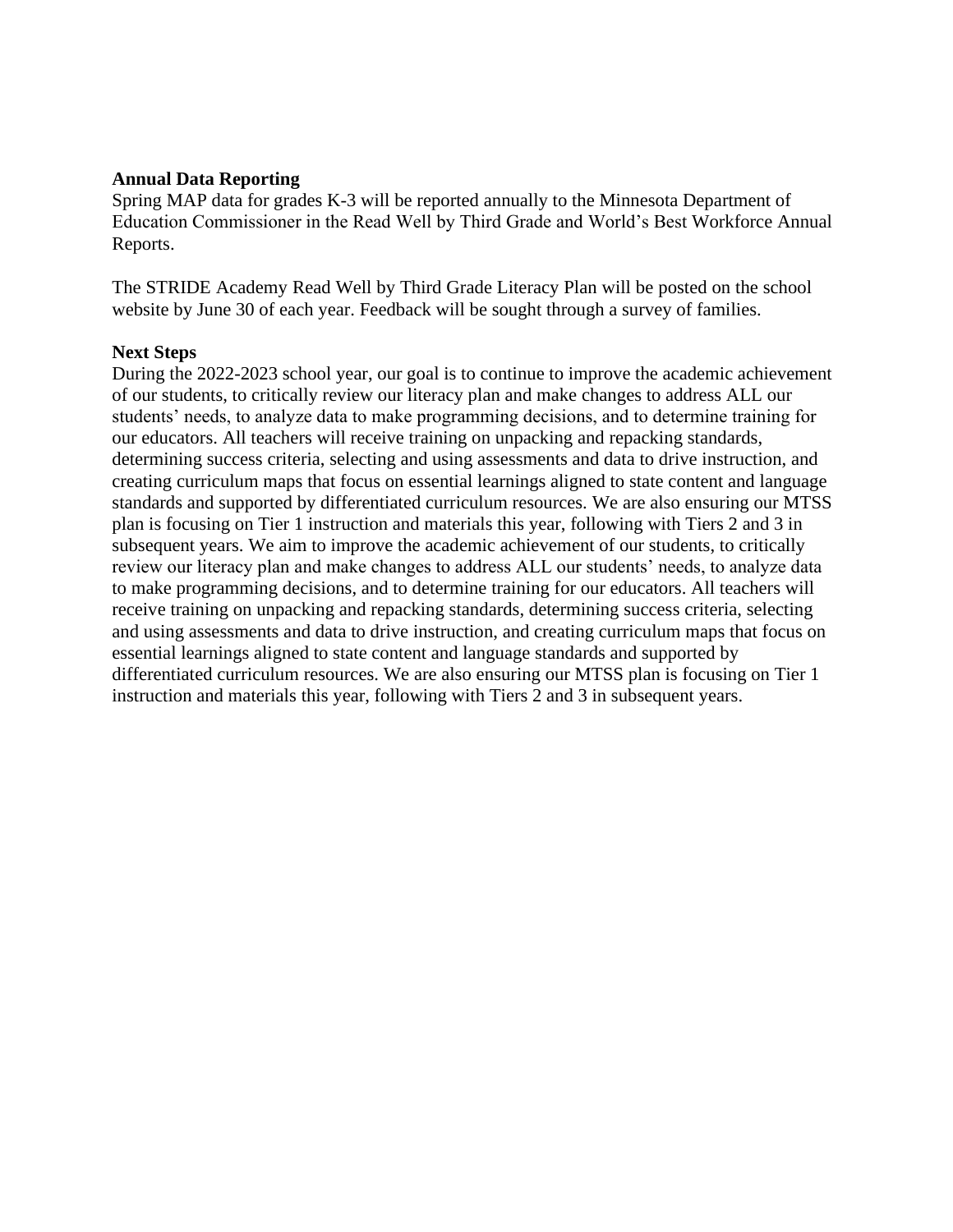**Annual Data Reporting**

Spring MAP data for grades K-3 will be reported annually to the Minnesota Department of Education Commissioner in the Read Well by Third Grade and World's Best Workforce Annual Reports.

The STRIDE Academy Read Well by Third Grade Literacy Plan will be posted on the school website by June 30 of each year. Feedback will be sought through a survey of families.

**Next Steps**

During the 2022-2023 school year, our goal is to continue to improve the academic achievement of our students, to critically review our literacy plan and make changes to address ALL our students' needs, to analyze data to make programming decisions, and to determine training for our educators. All teachers will receive training on unpacking and repacking standards, determining success criteria, selecting and using assessments and data to drive instruction, and creating curriculum maps that focus on essential learnings aligned to state content and language standards and supported by differentiated curriculum resources. We are also ensuring our MTSS plan is focusing on Tier 1 instruction and materials this year, following with Tiers 2 and 3 in subsequent years. We aim to improve the academic achievement of our students, to critically review our literacy plan and make changes to address ALL our students' needs, to analyze data to make programming decisions, and to determine training for our educators. All teachers will receive training on unpacking and repacking standards, determining success criteria, selecting and using assessments and data to drive instruction, and creating curriculum maps that focus on essential learnings aligned to state content and language standards and supported by differentiated curriculum resources. We are also ensuring our MTSS plan is focusing on Tier 1 instruction and materials this year, following with Tiers 2 and 3 in subsequent years.